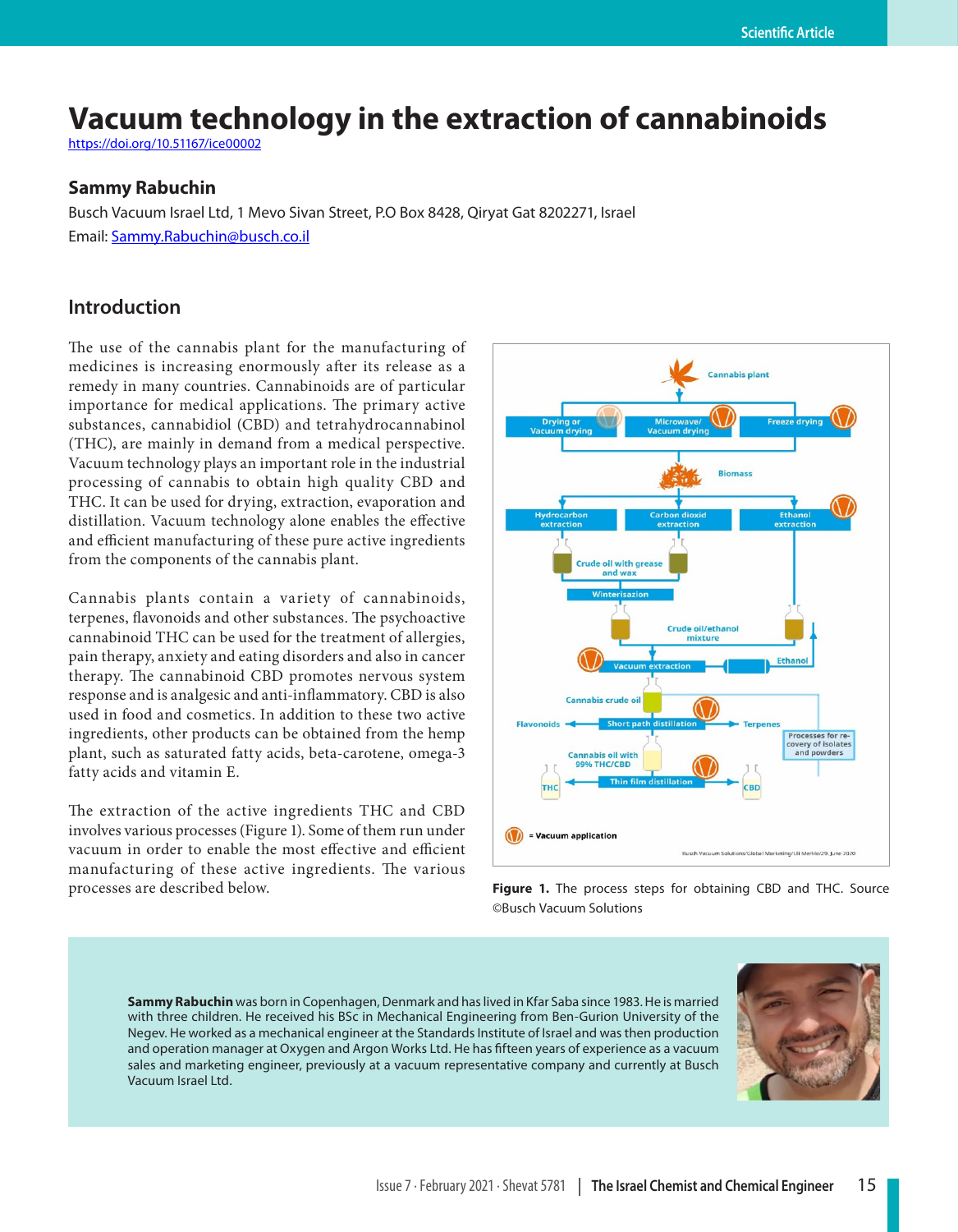# Vacuum technology in the extraction of cannabinoids

https://doi.org/10.51167/ice00002

### Sammy Rabuchin

Busch Vacuum Israel Ltd, 1 Mevo Sivan Street, P.O Box 8428, Qiryat Gat 8202271, Israel
Email: Sammy.Rabuchin@busch.co.il

## Introduction

The use of the cannabis plant for the manufacturing of medicines is increasing enormously after its release as a remedy in many countries. Cannabinoids are of particular importance for medical applications. The primary active substances, cannabidiol (CBD) and tetrahydrocannabinol (THC), are mainly in demand from a medical perspective. Vacuum technology plays an important role in the industrial processing of cannabis to obtain high quality CBD and THC. It can be used for drying, extraction, evaporation and distillation. Vacuum technology alone enables the effective and efficient manufacturing of these pure active ingredients from the components of the cannabis plant.

Cannabis plants contain a variety of cannabinoids, terpenes, flavonoids and other substances. The psychoactive cannabinoid THC can be used for the treatment of allergies, pain therapy, anxiety and eating disorders and also in cancer therapy. The cannabinoid CBD promotes nervous system response and is analgesic and anti-inflammatory. CBD is also used in food and cosmetics. In addition to these two active ingredients, other products can be obtained from the hemp plant, such as saturated fatty acids, beta-carotene, omega-3 fatty acids and vitamin E.

The extraction of the active ingredients THC and CBD involves various processes (Figure 1). Some of them run under vacuum in order to enable the most effective and efficient manufacturing of these active ingredients. The various processes are described below.

**Figure 1.** The process steps for obtaining CBD and THC. Source ©Busch Vacuum Solutions

**Sammy Rabuchin** was born in Copenhagen, Denmark and has lived in Kfar Saba since 1983. He is married with three children. He received his BSc in Mechanical Engineering from Ben-Gurion University of the Negev. He worked as a mechanical engineer at the Standards Institute of Israel and was then production and operation manager at Oxygen and Argon Works Ltd. He has fifteen years of experience as a vacuum sales and marketing engineer, previously at a vacuum representative company and currently at Busch Vacuum Israel Ltd.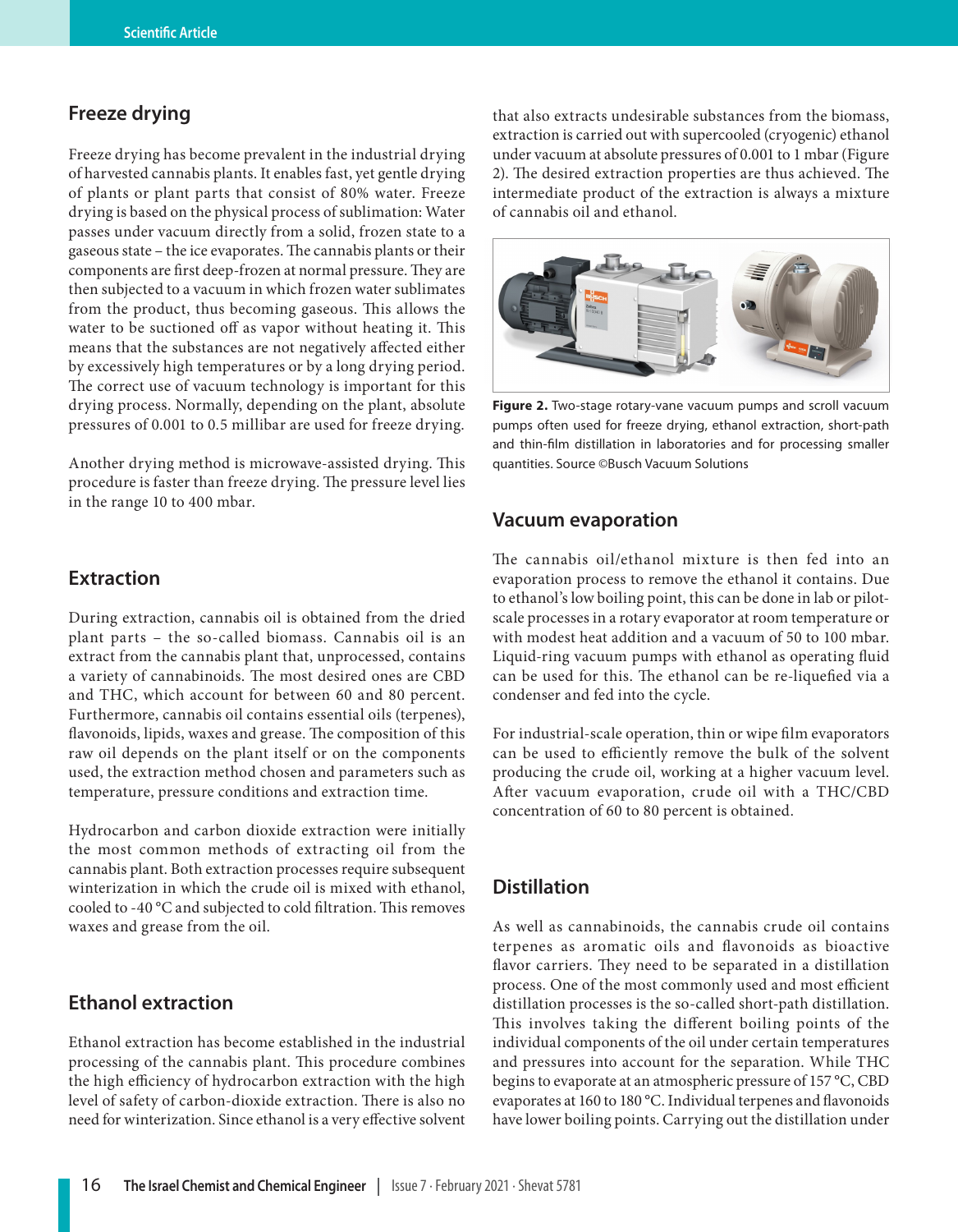## Freeze drying

Freeze drying has become prevalent in the industrial drying of harvested cannabis plants. It enables fast, yet gentle drying of plants or plant parts that consist of 80% water. Freeze drying is based on the physical process of sublimation: Water passes under vacuum directly from a solid, frozen state to a gaseous state – the ice evaporates. The cannabis plants or their components are first deep-frozen at normal pressure. They are then subjected to a vacuum in which frozen water sublimates from the product, thus becoming gaseous. This allows the water to be suctioned off as vapor without heating it. This means that the substances are not negatively affected either by excessively high temperatures or by a long drying period. The correct use of vacuum technology is important for this drying process. Normally, depending on the plant, absolute pressures of 0.001 to 0.5 millibar are used for freeze drying.

Another drying method is microwave-assisted drying. This procedure is faster than freeze drying. The pressure level lies in the range 10 to 400 mbar.

## Extraction

During extraction, cannabis oil is obtained from the dried plant parts – the so-called biomass. Cannabis oil is an extract from the cannabis plant that, unprocessed, contains a variety of cannabinoids. The most desired ones are CBD and THC, which account for between 60 and 80 percent. Furthermore, cannabis oil contains essential oils (terpenes), flavonoids, lipids, waxes and grease. The composition of this raw oil depends on the plant itself or on the components used, the extraction method chosen and parameters such as temperature, pressure conditions and extraction time.

Hydrocarbon and carbon dioxide extraction were initially the most common methods of extracting oil from the cannabis plant. Both extraction processes require subsequent winterization in which the crude oil is mixed with ethanol, cooled to -40 °C and subjected to cold filtration. This removes waxes and grease from the oil.

## Ethanol extraction

Ethanol extraction has become established in the industrial processing of the cannabis plant. This procedure combines the high efficiency of hydrocarbon extraction with the high level of safety of carbon-dioxide extraction. There is also no need for winterization. Since ethanol is a very effective solvent that also extracts undesirable substances from the biomass, extraction is carried out with supercooled (cryogenic) ethanol under vacuum at absolute pressures of 0.001 to 1 mbar (Figure 2). The desired extraction properties are thus achieved. The intermediate product of the extraction is always a mixture of cannabis oil and ethanol.

**Figure 2.** Two-stage rotary-vane vacuum pumps and scroll vacuum pumps often used for freeze drying, ethanol extraction, short-path and thin-film distillation in laboratories and for processing smaller quantities. Source ©Busch Vacuum Solutions

## Vacuum evaporation

The cannabis oil/ethanol mixture is then fed into an evaporation process to remove the ethanol it contains. Due to ethanol's low boiling point, this can be done in lab or pilot-scale processes in a rotary evaporator at room temperature or with modest heat addition and a vacuum of 50 to 100 mbar. Liquid-ring vacuum pumps with ethanol as operating fluid can be used for this. The ethanol can be re-liquefied via a condenser and fed into the cycle.

For industrial-scale operation, thin or wipe film evaporators can be used to efficiently remove the bulk of the solvent producing the crude oil, working at a higher vacuum level. After vacuum evaporation, crude oil with a THC/CBD concentration of 60 to 80 percent is obtained.

## Distillation

As well as cannabinoids, the cannabis crude oil contains terpenes as aromatic oils and flavonoids as bioactive flavor carriers. They need to be separated in a distillation process. One of the most commonly used and most efficient distillation processes is the so-called short-path distillation. This involves taking the different boiling points of the individual components of the oil under certain temperatures and pressures into account for the separation. While THC begins to evaporate at an atmospheric pressure of 157 °C, CBD evaporates at 160 to 180 °C. Individual terpenes and flavonoids have lower boiling points. Carrying out the distillation under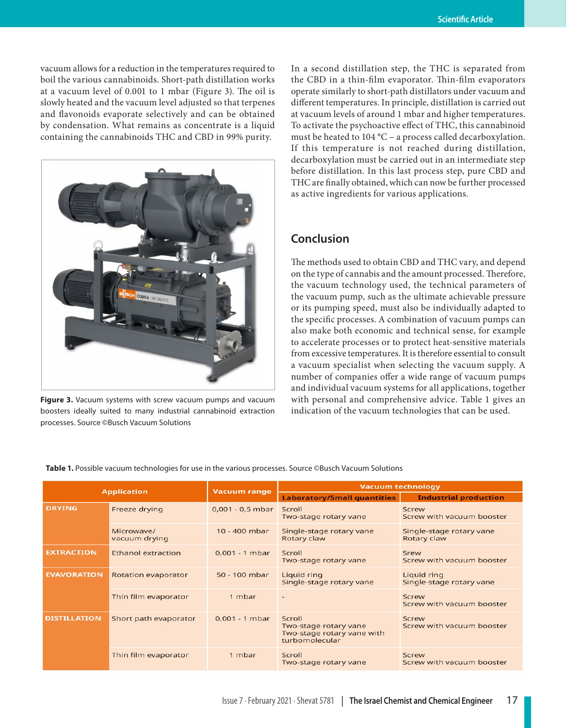vacuum allows for a reduction in the temperatures required to boil the various cannabinoids. Short-path distillation works at a vacuum level of 0.001 to 1 mbar (Figure 3). The oil is slowly heated and the vacuum level adjusted so that terpenes and flavonoids evaporate selectively and can be obtained by condensation. What remains as concentrate is a liquid containing the cannabinoids THC and CBD in 99% purity.

**Figure 3.** Vacuum systems with screw vacuum pumps and vacuum boosters ideally suited to many industrial cannabinoid extraction processes. Source ©Busch Vacuum Solutions

In a second distillation step, the THC is separated from the CBD in a thin-film evaporator. Thin-film evaporators operate similarly to short-path distillers under vacuum and different temperatures. In principle, distillation is carried out at vacuum levels of around 1 mbar and higher temperatures. To activate the psychoactive effect of THC, this cannabinoid must be heated to 104 °C – a process called decarboxylation. If this temperature is not reached during distillation, decarboxylation must be carried out in an intermediate step before distillation. In this last process step, pure CBD and THC are finally obtained, which can now be further processed as active ingredients for various applications.

## Conclusion

The methods used to obtain CBD and THC vary, and depend on the type of cannabis and the amount processed. Therefore, the vacuum technology used, the technical parameters of the vacuum pump, such as the ultimate achievable pressure or its pumping speed, must also be individually adapted to the specific processes. A combination of vacuum pumps can also make both economic and technical sense, for example to accelerate processes or to protect heat-sensitive materials from excessive temperatures. It is therefore essential to consult a vacuum specialist when selecting the vacuum supply. A number of companies offer a wide range of vacuum pumps and individual vacuum systems for all applications, together with personal and comprehensive advice. Table 1 gives an indication of the vacuum technologies that can be used.

**Table 1.** Possible vacuum technologies for use in the various processes. Source ©Busch Vacuum Solutions

| Application | | Vacuum range | Vacuum technology | |
|---|---|---|---|---|
| | | | Laboratory/Small quantities | Industrial production |
| DRYING | Freeze drying | 0,001 - 0,5 mbar | Scroll<br>Two-stage rotary vane | Screw<br>Screw with vacuum booster |
| | Microwave/ vacuum drying | 10 - 400 mbar | Single-stage rotary vane<br>Rotary claw | Single-stage rotary vane<br>Rotary claw |
| EXTRACTION | Ethanol extraction | 0,001 - 1 mbar | Scroll<br>Two-stage rotary vane | Srew<br>Screw with vacuum booster |
| EVAVORATION | Rotation evaporator | 50 - 100 mbar | Liquid ring<br>Single-stage rotary vane | Liquid ring<br>Single-stage rotary vane |
| | Thin film evaporator | 1 mbar | - | Screw<br>Screw with vacuum booster |
| DISTILLATION | Short path evaporator | 0,001 - 1 mbar | Scroll<br>Two-stage rotary vane<br>Two-stage rotary vane with turbomolecular | Screw<br>Screw with vacuum booster |
| | Thin film evaporator | 1 mbar | Scroll<br>Two-stage rotary vane | Screw<br>Screw with vacuum booster |